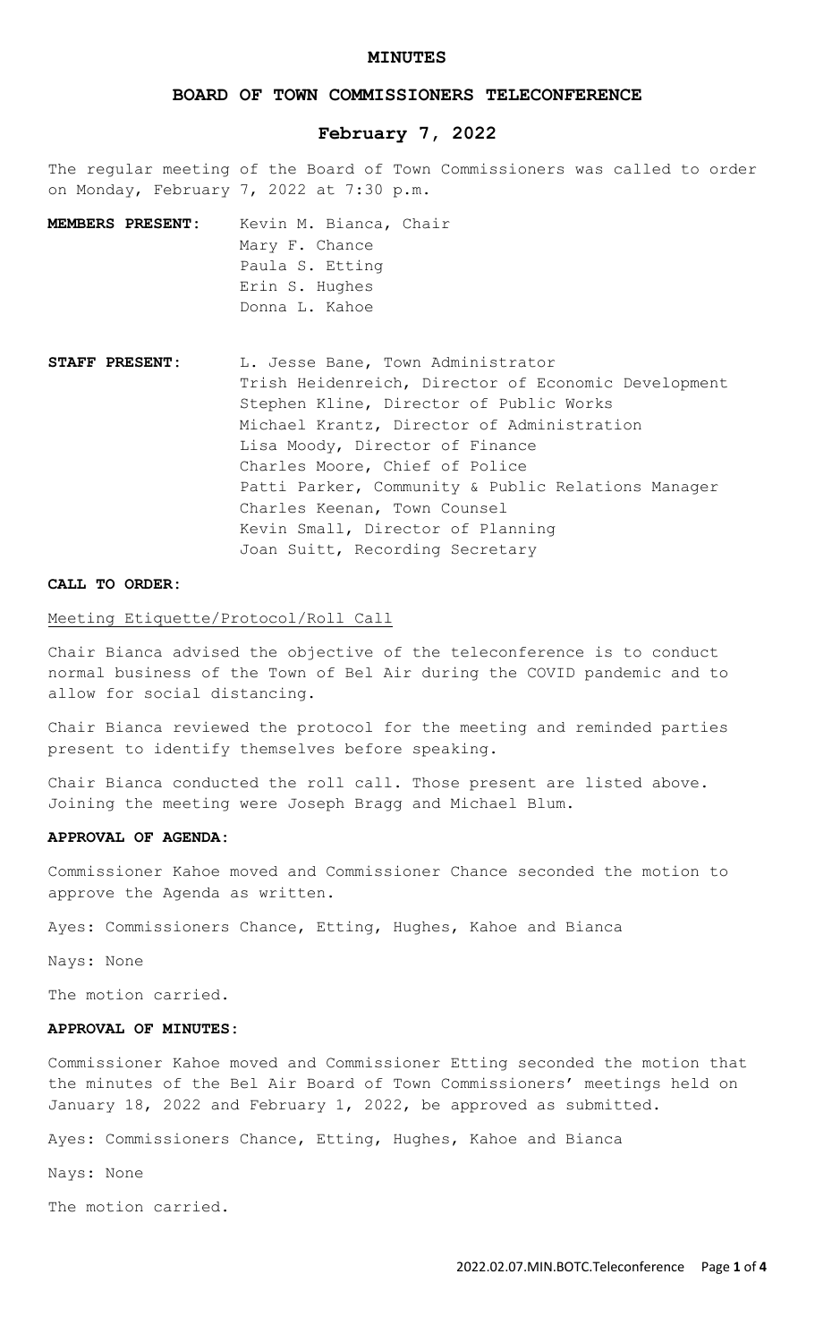# MINUTES

## BOARD OF TOWN COMMISSIONERS TELECONFERENCE

## February 7, 2022

The regular meeting of the Board of Town Commissioners was called to order on Monday, February 7, 2022 at 7:30 p.m.

**MEMBERS PRESENT:**

Kevin M. Bianca, Chair
Mary F. Chance
Paula S. Etting
Erin S. Hughes
Donna L. Kahoe

**STAFF PRESENT:**

L. Jesse Bane, Town Administrator
Trish Heidenreich, Director of Economic Development
Stephen Kline, Director of Public Works
Michael Krantz, Director of Administration
Lisa Moody, Director of Finance
Charles Moore, Chief of Police
Patti Parker, Community & Public Relations Manager
Charles Keenan, Town Counsel
Kevin Small, Director of Planning
Joan Suitt, Recording Secretary

**CALL TO ORDER:**

Meeting Etiquette/Protocol/Roll Call

Chair Bianca advised the objective of the teleconference is to conduct normal business of the Town of Bel Air during the COVID pandemic and to allow for social distancing.

Chair Bianca reviewed the protocol for the meeting and reminded parties present to identify themselves before speaking.

Chair Bianca conducted the roll call. Those present are listed above. Joining the meeting were Joseph Bragg and Michael Blum.

**APPROVAL OF AGENDA:**

Commissioner Kahoe moved and Commissioner Chance seconded the motion to approve the Agenda as written.

Ayes: Commissioners Chance, Etting, Hughes, Kahoe and Bianca

Nays: None

The motion carried.

**APPROVAL OF MINUTES:**

Commissioner Kahoe moved and Commissioner Etting seconded the motion that the minutes of the Bel Air Board of Town Commissioners' meetings held on January 18, 2022 and February 1, 2022, be approved as submitted.

Ayes: Commissioners Chance, Etting, Hughes, Kahoe and Bianca

Nays: None

The motion carried.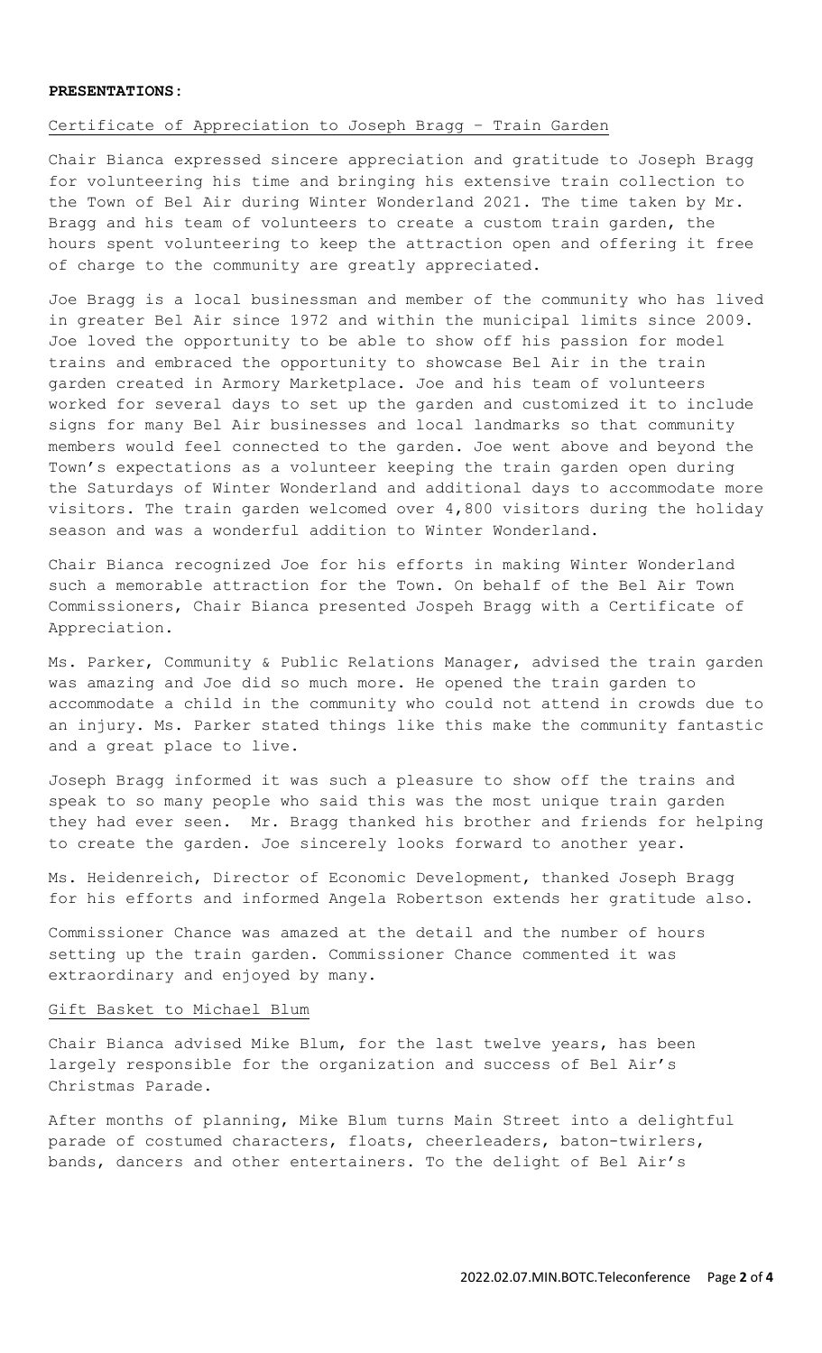**PRESENTATIONS:**

Certificate of Appreciation to Joseph Bragg – Train Garden

Chair Bianca expressed sincere appreciation and gratitude to Joseph Bragg for volunteering his time and bringing his extensive train collection to the Town of Bel Air during Winter Wonderland 2021. The time taken by Mr. Bragg and his team of volunteers to create a custom train garden, the hours spent volunteering to keep the attraction open and offering it free of charge to the community are greatly appreciated.

Joe Bragg is a local businessman and member of the community who has lived in greater Bel Air since 1972 and within the municipal limits since 2009. Joe loved the opportunity to be able to show off his passion for model trains and embraced the opportunity to showcase Bel Air in the train garden created in Armory Marketplace. Joe and his team of volunteers worked for several days to set up the garden and customized it to include signs for many Bel Air businesses and local landmarks so that community members would feel connected to the garden. Joe went above and beyond the Town's expectations as a volunteer keeping the train garden open during the Saturdays of Winter Wonderland and additional days to accommodate more visitors. The train garden welcomed over 4,800 visitors during the holiday season and was a wonderful addition to Winter Wonderland.

Chair Bianca recognized Joe for his efforts in making Winter Wonderland such a memorable attraction for the Town. On behalf of the Bel Air Town Commissioners, Chair Bianca presented Jospeh Bragg with a Certificate of Appreciation.

Ms. Parker, Community & Public Relations Manager, advised the train garden was amazing and Joe did so much more. He opened the train garden to accommodate a child in the community who could not attend in crowds due to an injury. Ms. Parker stated things like this make the community fantastic and a great place to live.

Joseph Bragg informed it was such a pleasure to show off the trains and speak to so many people who said this was the most unique train garden they had ever seen. Mr. Bragg thanked his brother and friends for helping to create the garden. Joe sincerely looks forward to another year.

Ms. Heidenreich, Director of Economic Development, thanked Joseph Bragg for his efforts and informed Angela Robertson extends her gratitude also.

Commissioner Chance was amazed at the detail and the number of hours setting up the train garden. Commissioner Chance commented it was extraordinary and enjoyed by many.

Gift Basket to Michael Blum

Chair Bianca advised Mike Blum, for the last twelve years, has been largely responsible for the organization and success of Bel Air's Christmas Parade.

After months of planning, Mike Blum turns Main Street into a delightful parade of costumed characters, floats, cheerleaders, baton-twirlers, bands, dancers and other entertainers. To the delight of Bel Air's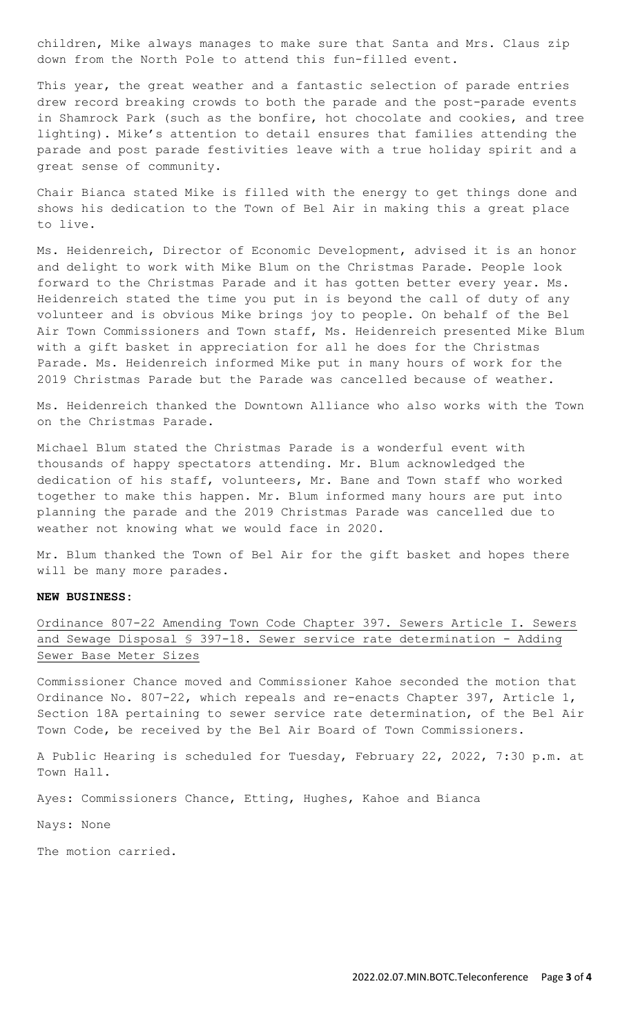children, Mike always manages to make sure that Santa and Mrs. Claus zip down from the North Pole to attend this fun-filled event.

This year, the great weather and a fantastic selection of parade entries drew record breaking crowds to both the parade and the post-parade events in Shamrock Park (such as the bonfire, hot chocolate and cookies, and tree lighting). Mike's attention to detail ensures that families attending the parade and post parade festivities leave with a true holiday spirit and a great sense of community.

Chair Bianca stated Mike is filled with the energy to get things done and shows his dedication to the Town of Bel Air in making this a great place to live.

Ms. Heidenreich, Director of Economic Development, advised it is an honor and delight to work with Mike Blum on the Christmas Parade. People look forward to the Christmas Parade and it has gotten better every year. Ms. Heidenreich stated the time you put in is beyond the call of duty of any volunteer and is obvious Mike brings joy to people. On behalf of the Bel Air Town Commissioners and Town staff, Ms. Heidenreich presented Mike Blum with a gift basket in appreciation for all he does for the Christmas Parade. Ms. Heidenreich informed Mike put in many hours of work for the 2019 Christmas Parade but the Parade was cancelled because of weather.

Ms. Heidenreich thanked the Downtown Alliance who also works with the Town on the Christmas Parade.

Michael Blum stated the Christmas Parade is a wonderful event with thousands of happy spectators attending. Mr. Blum acknowledged the dedication of his staff, volunteers, Mr. Bane and Town staff who worked together to make this happen. Mr. Blum informed many hours are put into planning the parade and the 2019 Christmas Parade was cancelled due to weather not knowing what we would face in 2020.

Mr. Blum thanked the Town of Bel Air for the gift basket and hopes there will be many more parades.

**NEW BUSINESS:**

Ordinance 807-22 Amending Town Code Chapter 397. Sewers Article I. Sewers and Sewage Disposal § 397-18. Sewer service rate determination - Adding Sewer Base Meter Sizes

Commissioner Chance moved and Commissioner Kahoe seconded the motion that Ordinance No. 807-22, which repeals and re-enacts Chapter 397, Article 1, Section 18A pertaining to sewer service rate determination, of the Bel Air Town Code, be received by the Bel Air Board of Town Commissioners.

A Public Hearing is scheduled for Tuesday, February 22, 2022, 7:30 p.m. at Town Hall.

Ayes: Commissioners Chance, Etting, Hughes, Kahoe and Bianca

Nays: None

The motion carried.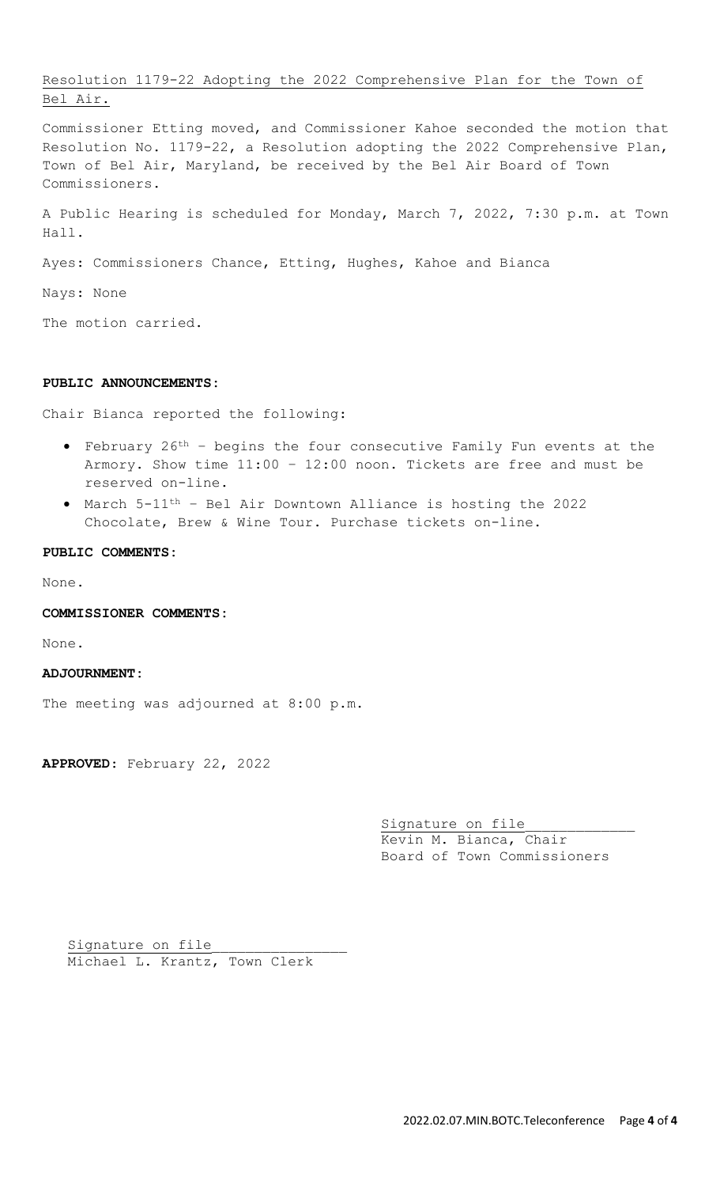Resolution 1179-22 Adopting the 2022 Comprehensive Plan for the Town of Bel Air.

Commissioner Etting moved, and Commissioner Kahoe seconded the motion that Resolution No. 1179-22, a Resolution adopting the 2022 Comprehensive Plan, Town of Bel Air, Maryland, be received by the Bel Air Board of Town Commissioners.

A Public Hearing is scheduled for Monday, March 7, 2022, 7:30 p.m. at Town Hall.

Ayes: Commissioners Chance, Etting, Hughes, Kahoe and Bianca

Nays: None

The motion carried.

**PUBLIC ANNOUNCEMENTS:**

Chair Bianca reported the following:

- February 26th – begins the four consecutive Family Fun events at the Armory. Show time 11:00 – 12:00 noon. Tickets are free and must be reserved on-line.
- March 5-11th – Bel Air Downtown Alliance is hosting the 2022 Chocolate, Brew & Wine Tour. Purchase tickets on-line.

**PUBLIC COMMENTS:**

None.

**COMMISSIONER COMMENTS:**

None.

**ADJOURNMENT:**

The meeting was adjourned at 8:00 p.m.

**APPROVED:** February 22, 2022

Signature on file
Kevin M. Bianca, Chair
Board of Town Commissioners

Signature on file
Michael L. Krantz, Town Clerk